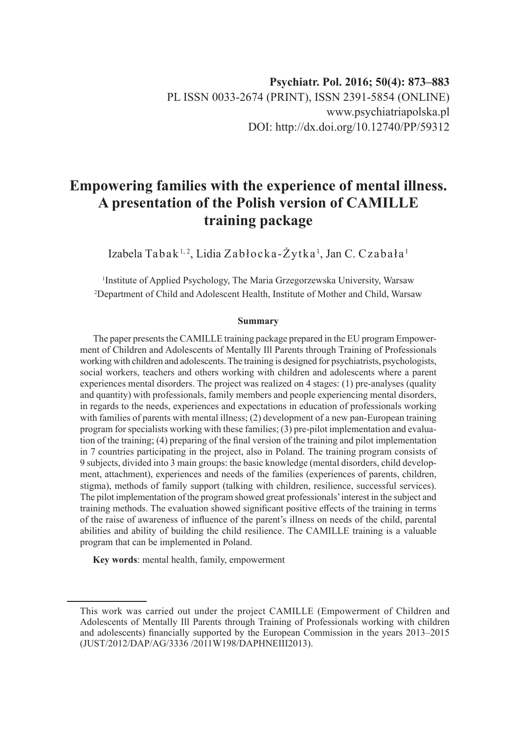# Empowering families with the experience of mental illness. A presentation of the Polish version of CAMILLE training package

Izabela Tabak[1, 2], Lidia Zabłocka-Żytka[1], Jan C. Czabała[1]

[1]Institute of Applied Psychology, The Maria Grzegorzewska University, Warsaw
[2]Department of Child and Adolescent Health, Institute of Mother and Child, Warsaw

### Summary

The paper presents the CAMILLE training package prepared in the EU program Empowerment of Children and Adolescents of Mentally Ill Parents through Training of Professionals working with children and adolescents. The training is designed for psychiatrists, psychologists, social workers, teachers and others working with children and adolescents where a parent experiences mental disorders. The project was realized on 4 stages: (1) pre-analyses (quality and quantity) with professionals, family members and people experiencing mental disorders, in regards to the needs, experiences and expectations in education of professionals working with families of parents with mental illness; (2) development of a new pan-European training program for specialists working with these families; (3) pre-pilot implementation and evaluation of the training; (4) preparing of the final version of the training and pilot implementation in 7 countries participating in the project, also in Poland. The training program consists of 9 subjects, divided into 3 main groups: the basic knowledge (mental disorders, child development, attachment), experiences and needs of the families (experiences of parents, children, stigma), methods of family support (talking with children, resilience, successful services). The pilot implementation of the program showed great professionals' interest in the subject and training methods. The evaluation showed significant positive effects of the training in terms of the raise of awareness of influence of the parent's illness on needs of the child, parental abilities and ability of building the child resilience. The CAMILLE training is a valuable program that can be implemented in Poland.

**Key words**: mental health, family, empowerment

---

This work was carried out under the project CAMILLE (Empowerment of Children and Adolescents of Mentally Ill Parents through Training of Professionals working with children and adolescents) financially supported by the European Commission in the years 2013–2015 (JUST/2012/DAP/AG/3336 /2011W198/DAPHNEIII2013).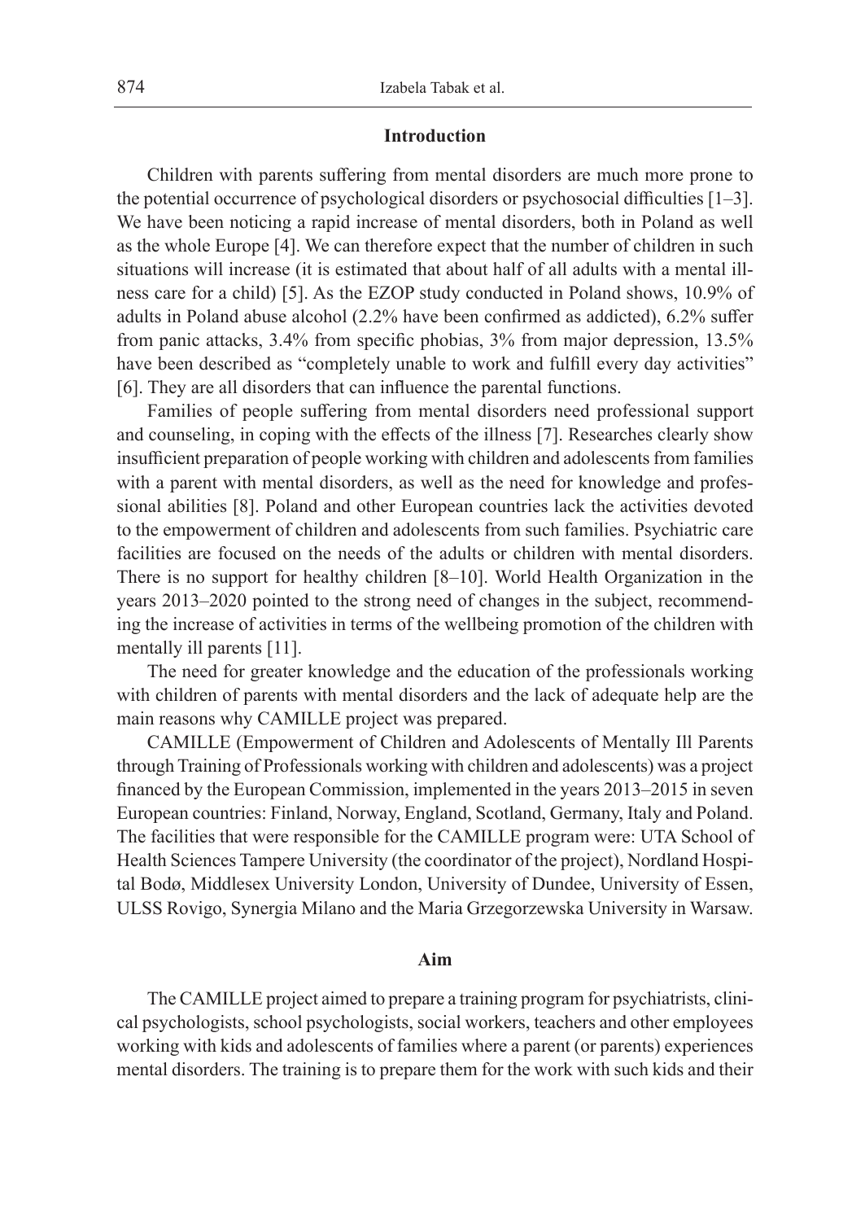## Introduction

Children with parents suffering from mental disorders are much more prone to the potential occurrence of psychological disorders or psychosocial difficulties [1–3]. We have been noticing a rapid increase of mental disorders, both in Poland as well as the whole Europe [4]. We can therefore expect that the number of children in such situations will increase (it is estimated that about half of all adults with a mental illness care for a child) [5]. As the EZOP study conducted in Poland shows, 10.9% of adults in Poland abuse alcohol (2.2% have been confirmed as addicted), 6.2% suffer from panic attacks, 3.4% from specific phobias, 3% from major depression, 13.5% have been described as "completely unable to work and fulfill every day activities" [6]. They are all disorders that can influence the parental functions.

Families of people suffering from mental disorders need professional support and counseling, in coping with the effects of the illness [7]. Researches clearly show insufficient preparation of people working with children and adolescents from families with a parent with mental disorders, as well as the need for knowledge and professional abilities [8]. Poland and other European countries lack the activities devoted to the empowerment of children and adolescents from such families. Psychiatric care facilities are focused on the needs of the adults or children with mental disorders. There is no support for healthy children [8–10]. World Health Organization in the years 2013–2020 pointed to the strong need of changes in the subject, recommending the increase of activities in terms of the wellbeing promotion of the children with mentally ill parents [11].

The need for greater knowledge and the education of the professionals working with children of parents with mental disorders and the lack of adequate help are the main reasons why CAMILLE project was prepared.

CAMILLE (Empowerment of Children and Adolescents of Mentally Ill Parents through Training of Professionals working with children and adolescents) was a project financed by the European Commission, implemented in the years 2013–2015 in seven European countries: Finland, Norway, England, Scotland, Germany, Italy and Poland. The facilities that were responsible for the CAMILLE program were: UTA School of Health Sciences Tampere University (the coordinator of the project), Nordland Hospital Bodø, Middlesex University London, University of Dundee, University of Essen, ULSS Rovigo, Synergia Milano and the Maria Grzegorzewska University in Warsaw.

## Aim

The CAMILLE project aimed to prepare a training program for psychiatrists, clinical psychologists, school psychologists, social workers, teachers and other employees working with kids and adolescents of families where a parent (or parents) experiences mental disorders. The training is to prepare them for the work with such kids and their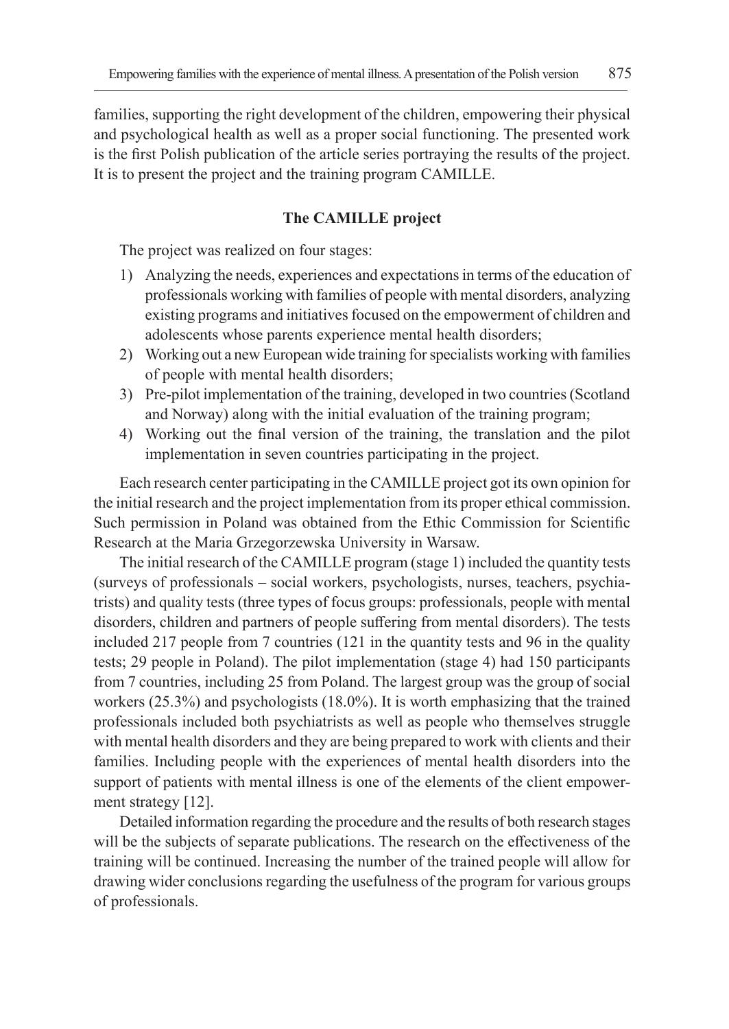families, supporting the right development of the children, empowering their physical and psychological health as well as a proper social functioning. The presented work is the first Polish publication of the article series portraying the results of the project. It is to present the project and the training program CAMILLE.

## The CAMILLE project

The project was realized on four stages:

1) Analyzing the needs, experiences and expectations in terms of the education of professionals working with families of people with mental disorders, analyzing existing programs and initiatives focused on the empowerment of children and adolescents whose parents experience mental health disorders;
2) Working out a new European wide training for specialists working with families of people with mental health disorders;
3) Pre-pilot implementation of the training, developed in two countries (Scotland and Norway) along with the initial evaluation of the training program;
4) Working out the final version of the training, the translation and the pilot implementation in seven countries participating in the project.

Each research center participating in the CAMILLE project got its own opinion for the initial research and the project implementation from its proper ethical commission. Such permission in Poland was obtained from the Ethic Commission for Scientific Research at the Maria Grzegorzewska University in Warsaw.

The initial research of the CAMILLE program (stage 1) included the quantity tests (surveys of professionals – social workers, psychologists, nurses, teachers, psychiatrists) and quality tests (three types of focus groups: professionals, people with mental disorders, children and partners of people suffering from mental disorders). The tests included 217 people from 7 countries (121 in the quantity tests and 96 in the quality tests; 29 people in Poland). The pilot implementation (stage 4) had 150 participants from 7 countries, including 25 from Poland. The largest group was the group of social workers (25.3%) and psychologists (18.0%). It is worth emphasizing that the trained professionals included both psychiatrists as well as people who themselves struggle with mental health disorders and they are being prepared to work with clients and their families. Including people with the experiences of mental health disorders into the support of patients with mental illness is one of the elements of the client empowerment strategy [12].

Detailed information regarding the procedure and the results of both research stages will be the subjects of separate publications. The research on the effectiveness of the training will be continued. Increasing the number of the trained people will allow for drawing wider conclusions regarding the usefulness of the program for various groups of professionals.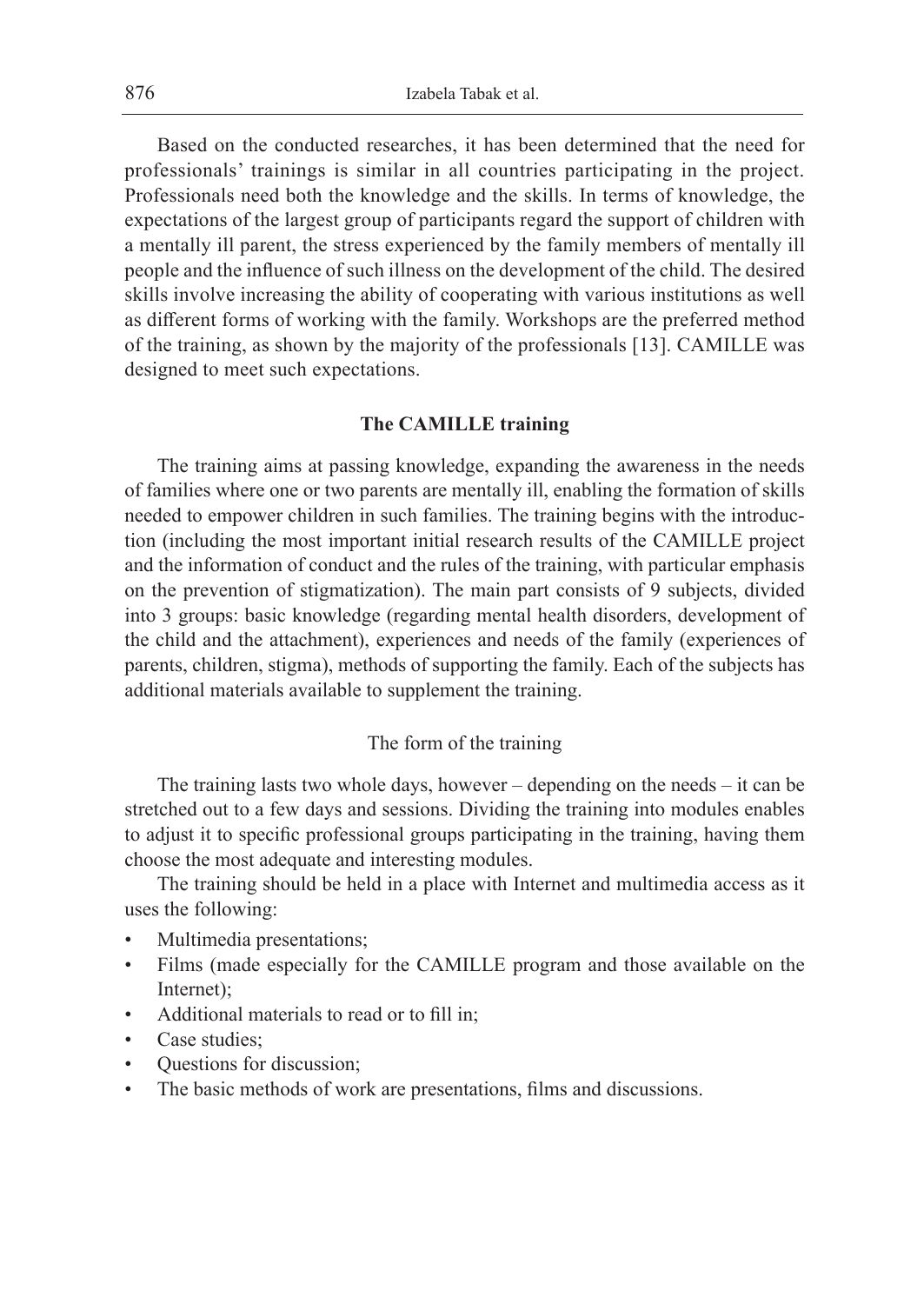Based on the conducted researches, it has been determined that the need for professionals' trainings is similar in all countries participating in the project. Professionals need both the knowledge and the skills. In terms of knowledge, the expectations of the largest group of participants regard the support of children with a mentally ill parent, the stress experienced by the family members of mentally ill people and the influence of such illness on the development of the child. The desired skills involve increasing the ability of cooperating with various institutions as well as different forms of working with the family. Workshops are the preferred method of the training, as shown by the majority of the professionals [13]. CAMILLE was designed to meet such expectations.

## The CAMILLE training

The training aims at passing knowledge, expanding the awareness in the needs of families where one or two parents are mentally ill, enabling the formation of skills needed to empower children in such families. The training begins with the introduction (including the most important initial research results of the CAMILLE project and the information of conduct and the rules of the training, with particular emphasis on the prevention of stigmatization). The main part consists of 9 subjects, divided into 3 groups: basic knowledge (regarding mental health disorders, development of the child and the attachment), experiences and needs of the family (experiences of parents, children, stigma), methods of supporting the family. Each of the subjects has additional materials available to supplement the training.

### The form of the training

The training lasts two whole days, however – depending on the needs – it can be stretched out to a few days and sessions. Dividing the training into modules enables to adjust it to specific professional groups participating in the training, having them choose the most adequate and interesting modules.

The training should be held in a place with Internet and multimedia access as it uses the following:

- Multimedia presentations;
- Films (made especially for the CAMILLE program and those available on the Internet);
- Additional materials to read or to fill in;
- Case studies;
- Questions for discussion;
- The basic methods of work are presentations, films and discussions.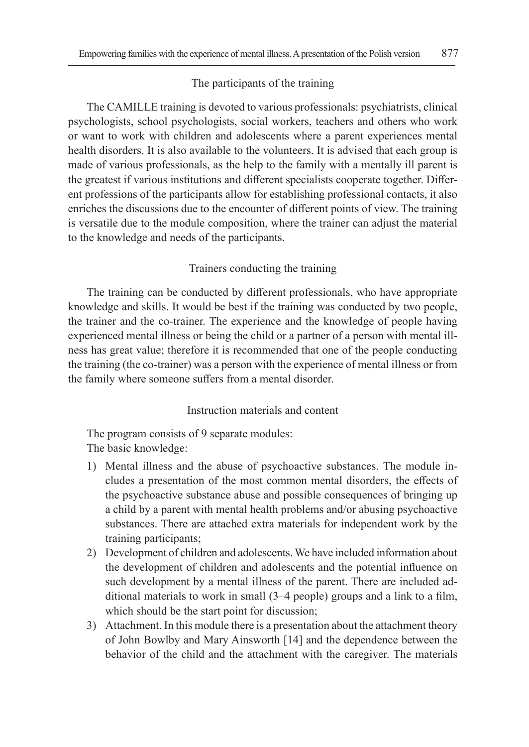### The participants of the training

The CAMILLE training is devoted to various professionals: psychiatrists, clinical psychologists, school psychologists, social workers, teachers and others who work or want to work with children and adolescents where a parent experiences mental health disorders. It is also available to the volunteers. It is advised that each group is made of various professionals, as the help to the family with a mentally ill parent is the greatest if various institutions and different specialists cooperate together. Different professions of the participants allow for establishing professional contacts, it also enriches the discussions due to the encounter of different points of view. The training is versatile due to the module composition, where the trainer can adjust the material to the knowledge and needs of the participants.

### Trainers conducting the training

The training can be conducted by different professionals, who have appropriate knowledge and skills. It would be best if the training was conducted by two people, the trainer and the co-trainer. The experience and the knowledge of people having experienced mental illness or being the child or a partner of a person with mental illness has great value; therefore it is recommended that one of the people conducting the training (the co-trainer) was a person with the experience of mental illness or from the family where someone suffers from a mental disorder.

### Instruction materials and content

The program consists of 9 separate modules:
The basic knowledge:

1) Mental illness and the abuse of psychoactive substances. The module includes a presentation of the most common mental disorders, the effects of the psychoactive substance abuse and possible consequences of bringing up a child by a parent with mental health problems and/or abusing psychoactive substances. There are attached extra materials for independent work by the training participants;
2) Development of children and adolescents. We have included information about the development of children and adolescents and the potential influence on such development by a mental illness of the parent. There are included additional materials to work in small (3–4 people) groups and a link to a film, which should be the start point for discussion;
3) Attachment. In this module there is a presentation about the attachment theory of John Bowlby and Mary Ainsworth [14] and the dependence between the behavior of the child and the attachment with the caregiver. The materials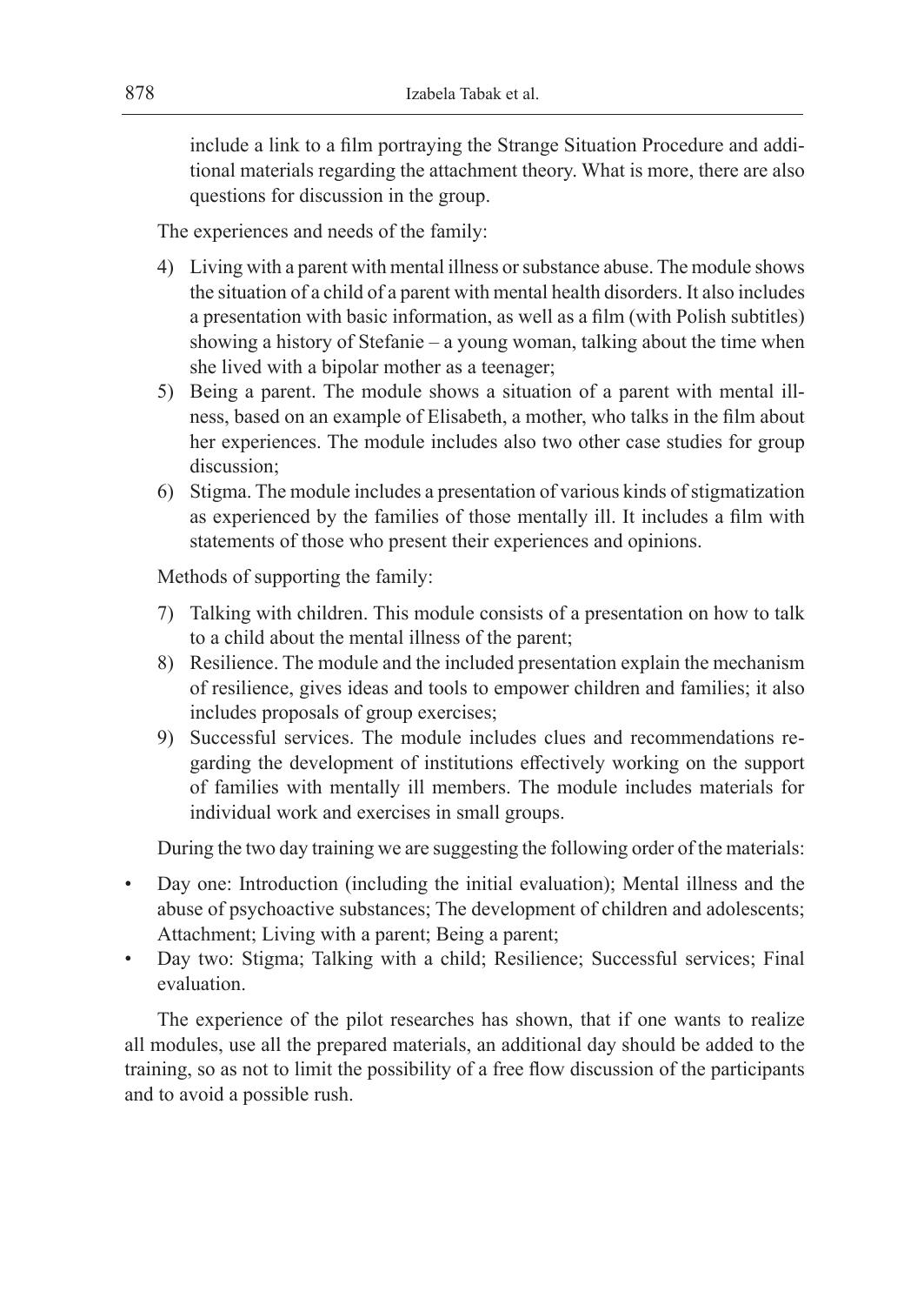include a link to a film portraying the Strange Situation Procedure and additional materials regarding the attachment theory. What is more, there are also questions for discussion in the group.

The experiences and needs of the family:

4) Living with a parent with mental illness or substance abuse. The module shows the situation of a child of a parent with mental health disorders. It also includes a presentation with basic information, as well as a film (with Polish subtitles) showing a history of Stefanie – a young woman, talking about the time when she lived with a bipolar mother as a teenager;
5) Being a parent. The module shows a situation of a parent with mental illness, based on an example of Elisabeth, a mother, who talks in the film about her experiences. The module includes also two other case studies for group discussion;
6) Stigma. The module includes a presentation of various kinds of stigmatization as experienced by the families of those mentally ill. It includes a film with statements of those who present their experiences and opinions.

Methods of supporting the family:

7) Talking with children. This module consists of a presentation on how to talk to a child about the mental illness of the parent;
8) Resilience. The module and the included presentation explain the mechanism of resilience, gives ideas and tools to empower children and families; it also includes proposals of group exercises;
9) Successful services. The module includes clues and recommendations regarding the development of institutions effectively working on the support of families with mentally ill members. The module includes materials for individual work and exercises in small groups.

During the two day training we are suggesting the following order of the materials:

- Day one: Introduction (including the initial evaluation); Mental illness and the abuse of psychoactive substances; The development of children and adolescents; Attachment; Living with a parent; Being a parent;
- Day two: Stigma; Talking with a child; Resilience; Successful services; Final evaluation.

The experience of the pilot researches has shown, that if one wants to realize all modules, use all the prepared materials, an additional day should be added to the training, so as not to limit the possibility of a free flow discussion of the participants and to avoid a possible rush.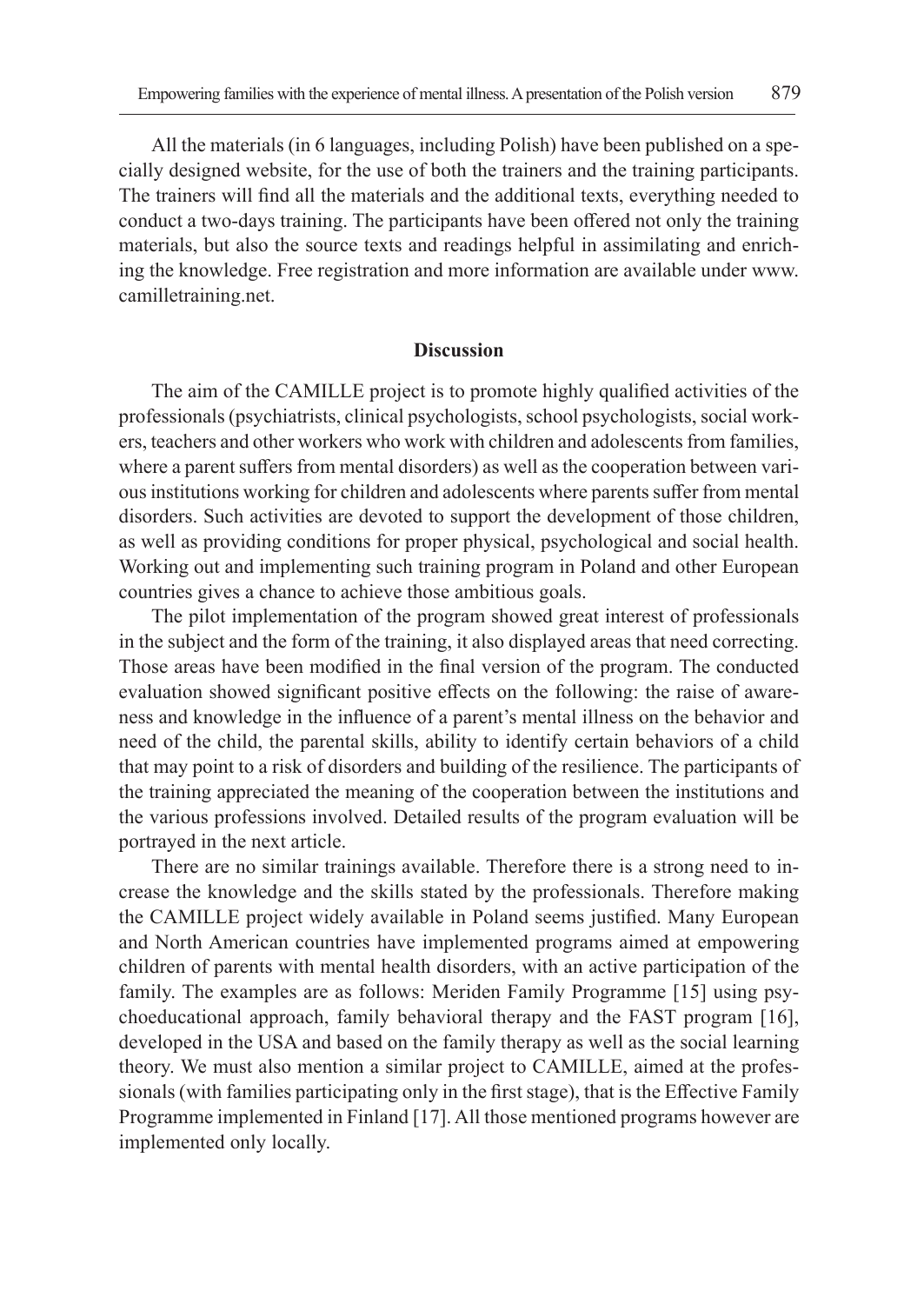All the materials (in 6 languages, including Polish) have been published on a specially designed website, for the use of both the trainers and the training participants. The trainers will find all the materials and the additional texts, everything needed to conduct a two-days training. The participants have been offered not only the training materials, but also the source texts and readings helpful in assimilating and enriching the knowledge. Free registration and more information are available under www.camilletraining.net.

## Discussion

The aim of the CAMILLE project is to promote highly qualified activities of the professionals (psychiatrists, clinical psychologists, school psychologists, social workers, teachers and other workers who work with children and adolescents from families, where a parent suffers from mental disorders) as well as the cooperation between various institutions working for children and adolescents where parents suffer from mental disorders. Such activities are devoted to support the development of those children, as well as providing conditions for proper physical, psychological and social health. Working out and implementing such training program in Poland and other European countries gives a chance to achieve those ambitious goals.

The pilot implementation of the program showed great interest of professionals in the subject and the form of the training, it also displayed areas that need correcting. Those areas have been modified in the final version of the program. The conducted evaluation showed significant positive effects on the following: the raise of awareness and knowledge in the influence of a parent's mental illness on the behavior and need of the child, the parental skills, ability to identify certain behaviors of a child that may point to a risk of disorders and building of the resilience. The participants of the training appreciated the meaning of the cooperation between the institutions and the various professions involved. Detailed results of the program evaluation will be portrayed in the next article.

There are no similar trainings available. Therefore there is a strong need to increase the knowledge and the skills stated by the professionals. Therefore making the CAMILLE project widely available in Poland seems justified. Many European and North American countries have implemented programs aimed at empowering children of parents with mental health disorders, with an active participation of the family. The examples are as follows: Meriden Family Programme [15] using psychoeducational approach, family behavioral therapy and the FAST program [16], developed in the USA and based on the family therapy as well as the social learning theory. We must also mention a similar project to CAMILLE, aimed at the professionals (with families participating only in the first stage), that is the Effective Family Programme implemented in Finland [17]. All those mentioned programs however are implemented only locally.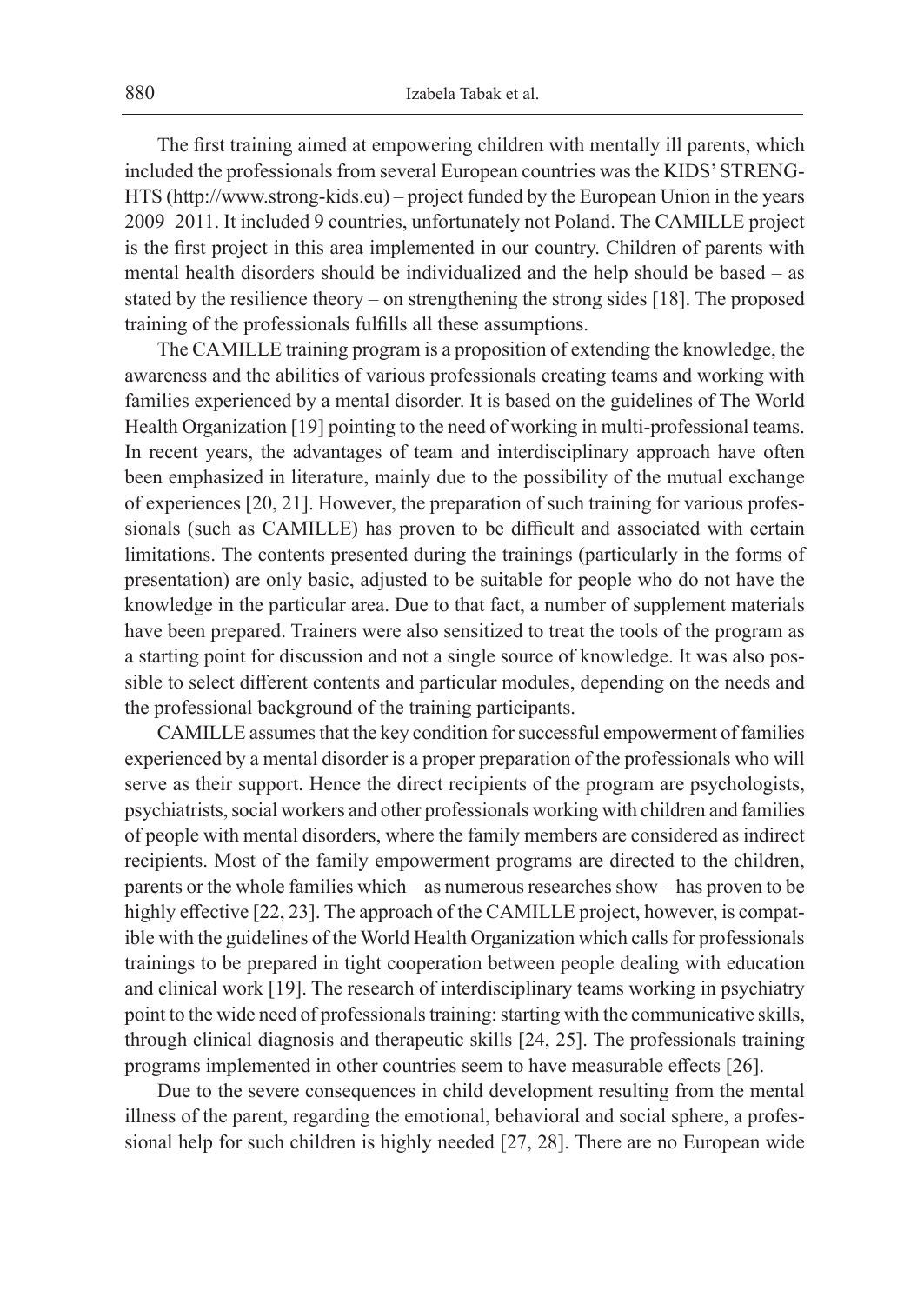The first training aimed at empowering children with mentally ill parents, which included the professionals from several European countries was the KIDS' STRENGHTS (http://www.strong-kids.eu) – project funded by the European Union in the years 2009–2011. It included 9 countries, unfortunately not Poland. The CAMILLE project is the first project in this area implemented in our country. Children of parents with mental health disorders should be individualized and the help should be based – as stated by the resilience theory – on strengthening the strong sides [18]. The proposed training of the professionals fulfills all these assumptions.

The CAMILLE training program is a proposition of extending the knowledge, the awareness and the abilities of various professionals creating teams and working with families experienced by a mental disorder. It is based on the guidelines of The World Health Organization [19] pointing to the need of working in multi-professional teams. In recent years, the advantages of team and interdisciplinary approach have often been emphasized in literature, mainly due to the possibility of the mutual exchange of experiences [20, 21]. However, the preparation of such training for various professionals (such as CAMILLE) has proven to be difficult and associated with certain limitations. The contents presented during the trainings (particularly in the forms of presentation) are only basic, adjusted to be suitable for people who do not have the knowledge in the particular area. Due to that fact, a number of supplement materials have been prepared. Trainers were also sensitized to treat the tools of the program as a starting point for discussion and not a single source of knowledge. It was also possible to select different contents and particular modules, depending on the needs and the professional background of the training participants.

CAMILLE assumes that the key condition for successful empowerment of families experienced by a mental disorder is a proper preparation of the professionals who will serve as their support. Hence the direct recipients of the program are psychologists, psychiatrists, social workers and other professionals working with children and families of people with mental disorders, where the family members are considered as indirect recipients. Most of the family empowerment programs are directed to the children, parents or the whole families which – as numerous researches show – has proven to be highly effective [22, 23]. The approach of the CAMILLE project, however, is compatible with the guidelines of the World Health Organization which calls for professionals trainings to be prepared in tight cooperation between people dealing with education and clinical work [19]. The research of interdisciplinary teams working in psychiatry point to the wide need of professionals training: starting with the communicative skills, through clinical diagnosis and therapeutic skills [24, 25]. The professionals training programs implemented in other countries seem to have measurable effects [26].

Due to the severe consequences in child development resulting from the mental illness of the parent, regarding the emotional, behavioral and social sphere, a professional help for such children is highly needed [27, 28]. There are no European wide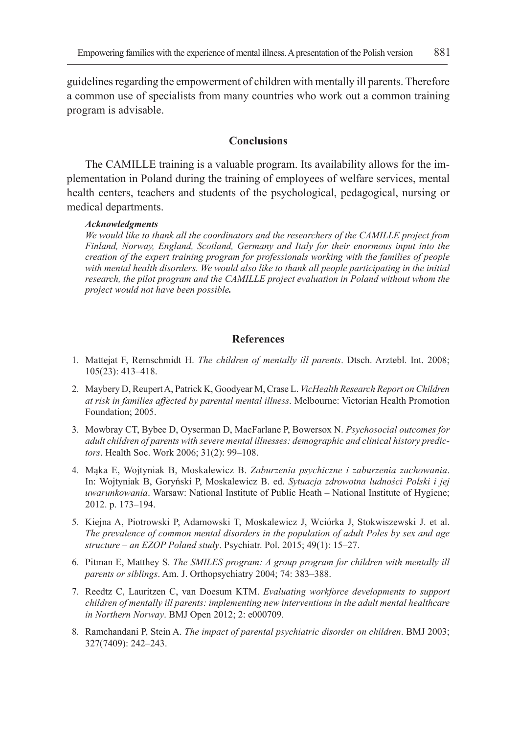guidelines regarding the empowerment of children with mentally ill parents. Therefore a common use of specialists from many countries who work out a common training program is advisable.

## Conclusions

The CAMILLE training is a valuable program. Its availability allows for the implementation in Poland during the training of employees of welfare services, mental health centers, teachers and students of the psychological, pedagogical, nursing or medical departments.

***Acknowledgments***

*We would like to thank all the coordinators and the researchers of the CAMILLE project from Finland, Norway, England, Scotland, Germany and Italy for their enormous input into the creation of the expert training program for professionals working with the families of people with mental health disorders. We would also like to thank all people participating in the initial research, the pilot program and the CAMILLE project evaluation in Poland without whom the project would not have been possible.*

## References

1. Mattejat F, Remschmidt H. *The children of mentally ill parents*. Dtsch. Arztebl. Int. 2008; 105(23): 413–418.
2. Maybery D, Reupert A, Patrick K, Goodyear M, Crase L. *VicHealth Research Report on Children at risk in families affected by parental mental illness*. Melbourne: Victorian Health Promotion Foundation; 2005.
3. Mowbray CT, Bybee D, Oyserman D, MacFarlane P, Bowersox N. *Psychosocial outcomes for adult children of parents with severe mental illnesses: demographic and clinical history predictors*. Health Soc. Work 2006; 31(2): 99–108.
4. Mąka E, Wojtyniak B, Moskalewicz B. *Zaburzenia psychiczne i zaburzenia zachowania*. In: Wojtyniak B, Goryński P, Moskalewicz B. ed. *Sytuacja zdrowotna ludności Polski i jej uwarunkowania*. Warsaw: National Institute of Public Heath – National Institute of Hygiene; 2012. p. 173–194.
5. Kiejna A, Piotrowski P, Adamowski T, Moskalewicz J, Wciórka J, Stokwiszewski J. et al. *The prevalence of common mental disorders in the population of adult Poles by sex and age structure – an EZOP Poland study*. Psychiatr. Pol. 2015; 49(1): 15–27.
6. Pitman E, Matthey S. *The SMILES program: A group program for children with mentally ill parents or siblings*. Am. J. Orthopsychiatry 2004; 74: 383–388.
7. Reedtz C, Lauritzen C, van Doesum KTM. *Evaluating workforce developments to support children of mentally ill parents: implementing new interventions in the adult mental healthcare in Northern Norway*. BMJ Open 2012; 2: e000709.
8. Ramchandani P, Stein A. *The impact of parental psychiatric disorder on children*. BMJ 2003; 327(7409): 242–243.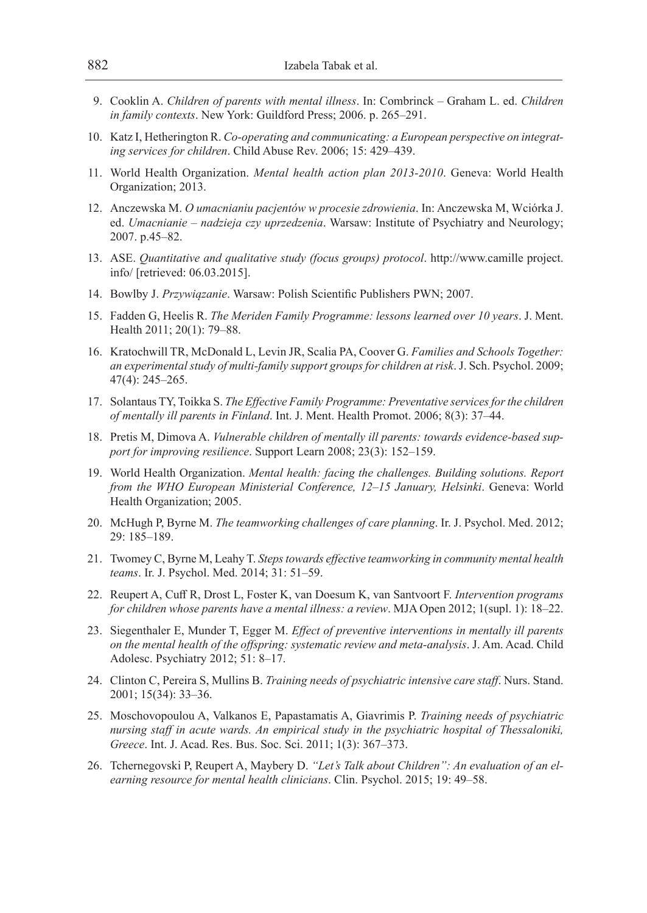9. Cooklin A. *Children of parents with mental illness*. In: Combrinck – Graham L. ed. *Children in family contexts*. New York: Guildford Press; 2006. p. 265–291.

10. Katz I, Hetherington R. *Co-operating and communicating: a European perspective on integrating services for children*. Child Abuse Rev. 2006; 15: 429–439.

11. World Health Organization. *Mental health action plan 2013-2010*. Geneva: World Health Organization; 2013.

12. Anczewska M. *O umacnianiu pacjentów w procesie zdrowienia*. In: Anczewska M, Wciórka J. ed. *Umacnianie – nadzieja czy uprzedzenia*. Warsaw: Institute of Psychiatry and Neurology; 2007. p.45–82.

13. ASE. *Quantitative and qualitative study (focus groups) protocol*. http://www.camille project.info/ [retrieved: 06.03.2015].

14. Bowlby J. *Przywiązanie*. Warsaw: Polish Scientific Publishers PWN; 2007.

15. Fadden G, Heelis R. *The Meriden Family Programme: lessons learned over 10 years*. J. Ment. Health 2011; 20(1): 79–88.

16. Kratochwill TR, McDonald L, Levin JR, Scalia PA, Coover G. *Families and Schools Together: an experimental study of multi-family support groups for children at risk*. J. Sch. Psychol. 2009; 47(4): 245–265.

17. Solantaus TY, Toikka S. *The Effective Family Programme: Preventative services for the children of mentally ill parents in Finland*. Int. J. Ment. Health Promot. 2006; 8(3): 37–44.

18. Pretis M, Dimova A. *Vulnerable children of mentally ill parents: towards evidence-based support for improving resilience*. Support Learn 2008; 23(3): 152–159.

19. World Health Organization. *Mental health: facing the challenges. Building solutions. Report from the WHO European Ministerial Conference, 12–15 January, Helsinki*. Geneva: World Health Organization; 2005.

20. McHugh P, Byrne M. *The teamworking challenges of care planning*. Ir. J. Psychol. Med. 2012; 29: 185–189.

21. Twomey C, Byrne M, Leahy T. *Steps towards effective teamworking in community mental health teams*. Ir. J. Psychol. Med. 2014; 31: 51–59.

22. Reupert A, Cuff R, Drost L, Foster K, van Doesum K, van Santvoort F. *Intervention programs for children whose parents have a mental illness: a review*. MJA Open 2012; 1(supl. 1): 18–22.

23. Siegenthaler E, Munder T, Egger M. *Effect of preventive interventions in mentally ill parents on the mental health of the offspring: systematic review and meta-analysis*. J. Am. Acad. Child Adolesc. Psychiatry 2012; 51: 8–17.

24. Clinton C, Pereira S, Mullins B. *Training needs of psychiatric intensive care staff*. Nurs. Stand. 2001; 15(34): 33–36.

25. Moschovopoulou A, Valkanos E, Papastamatis A, Giavrimis P. *Training needs of psychiatric nursing staff in acute wards. An empirical study in the psychiatric hospital of Thessaloniki, Greece*. Int. J. Acad. Res. Bus. Soc. Sci. 2011; 1(3): 367–373.

26. Tchernegovski P, Reupert A, Maybery D. *"Let's Talk about Children": An evaluation of an elearning resource for mental health clinicians*. Clin. Psychol. 2015; 19: 49–58.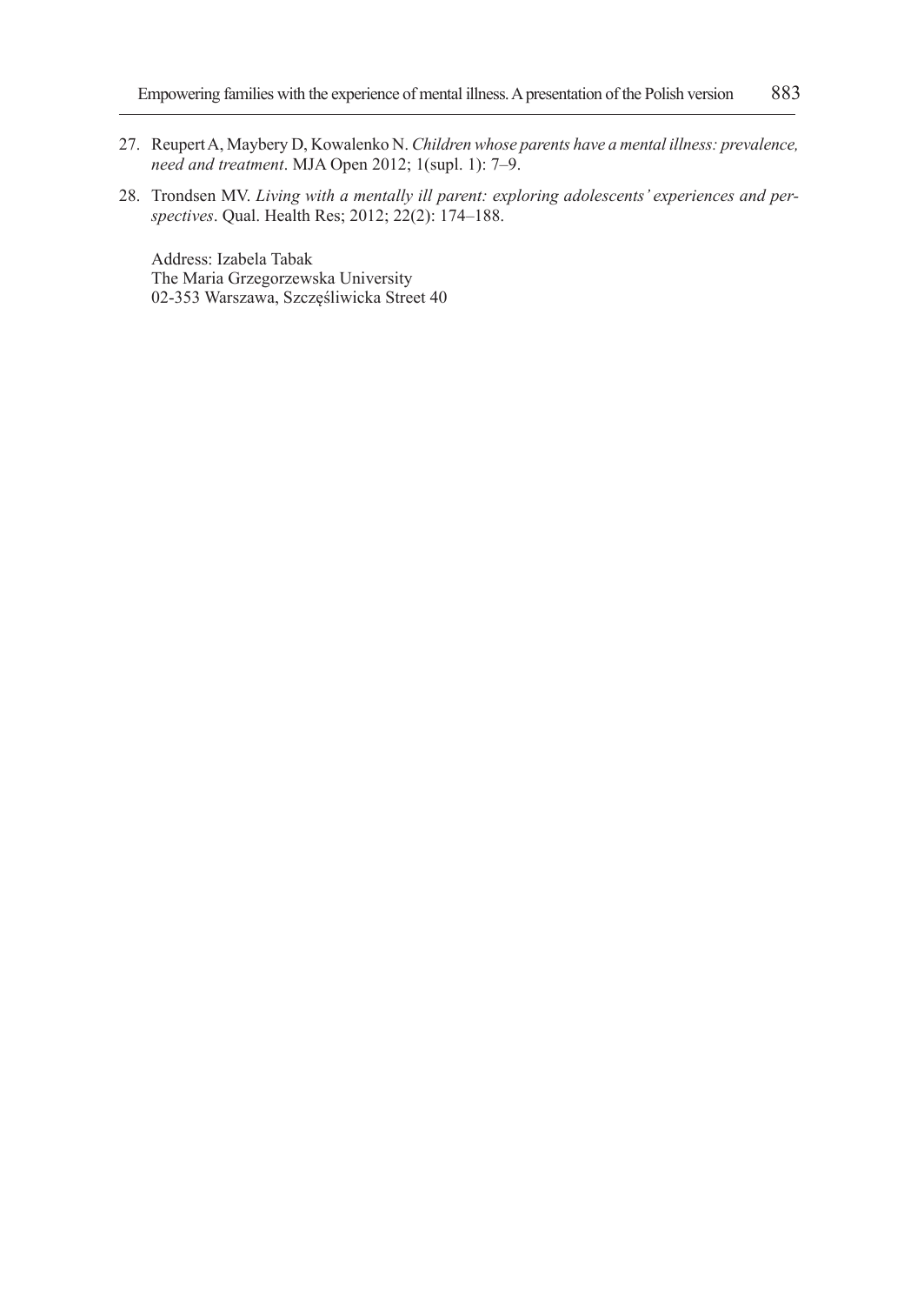27. Reupert A, Maybery D, Kowalenko N. *Children whose parents have a mental illness: prevalence, need and treatment*. MJA Open 2012; 1(supl. 1): 7–9.

28. Trondsen MV. *Living with a mentally ill parent: exploring adolescents' experiences and perspectives*. Qual. Health Res; 2012; 22(2): 174–188.

Address: Izabela Tabak
The Maria Grzegorzewska University
02-353 Warszawa, Szczęśliwicka Street 40